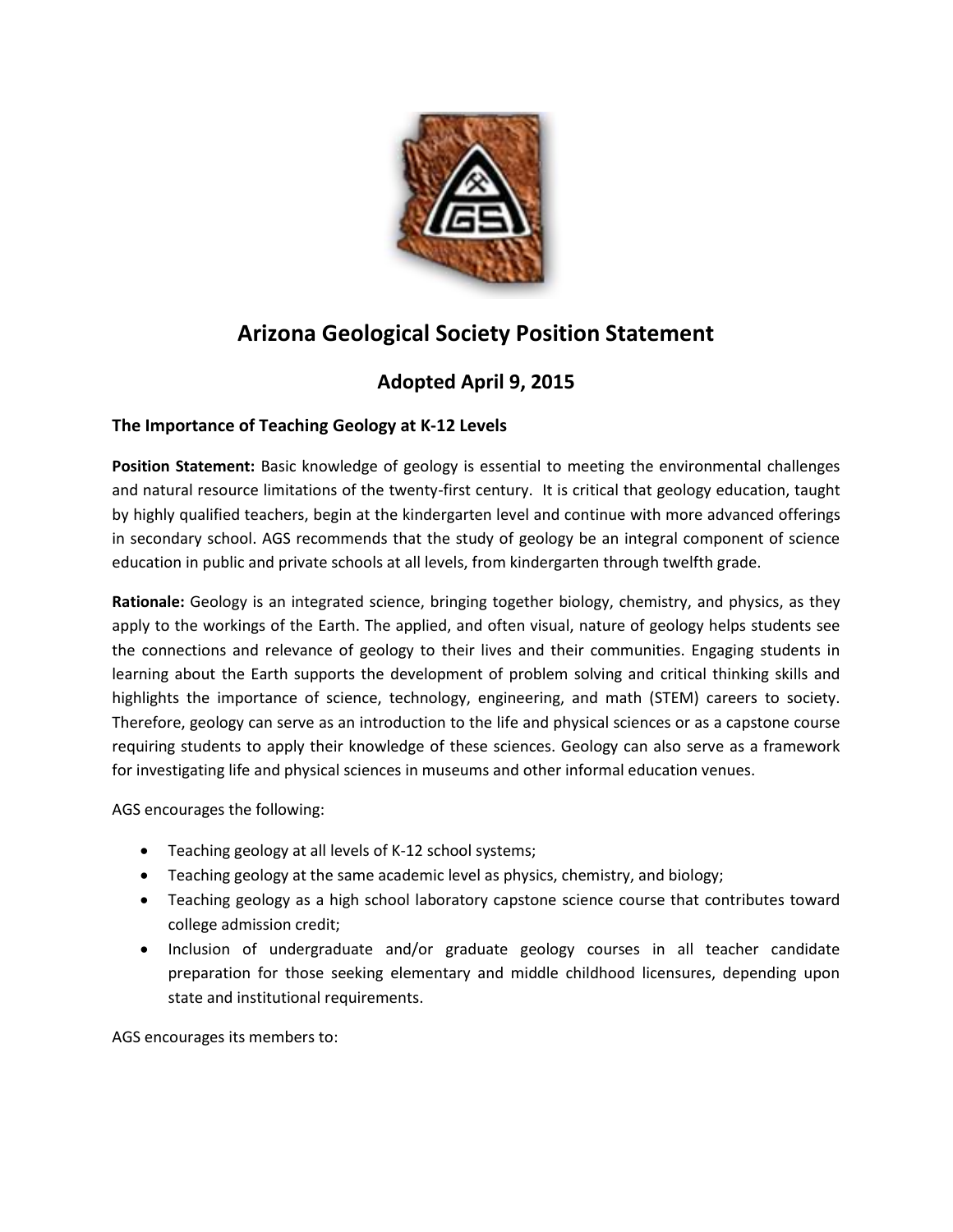# Arizona Geological Society Position Statement

## Adopted April 9, 2015

### The Importance of Teaching Geology at K-12 Levels

**Position Statement:** Basic knowledge of geology is essential to meeting the environmental challenges and natural resource limitations of the twenty-first century. It is critical that geology education, taught by highly qualified teachers, begin at the kindergarten level and continue with more advanced offerings in secondary school. AGS recommends that the study of geology be an integral component of science education in public and private schools at all levels, from kindergarten through twelfth grade.

**Rationale:** Geology is an integrated science, bringing together biology, chemistry, and physics, as they apply to the workings of the Earth. The applied, and often visual, nature of geology helps students see the connections and relevance of geology to their lives and their communities. Engaging students in learning about the Earth supports the development of problem solving and critical thinking skills and highlights the importance of science, technology, engineering, and math (STEM) careers to society. Therefore, geology can serve as an introduction to the life and physical sciences or as a capstone course requiring students to apply their knowledge of these sciences. Geology can also serve as a framework for investigating life and physical sciences in museums and other informal education venues.

AGS encourages the following:

- Teaching geology at all levels of K-12 school systems;
- Teaching geology at the same academic level as physics, chemistry, and biology;
- Teaching geology as a high school laboratory capstone science course that contributes toward college admission credit;
- Inclusion of undergraduate and/or graduate geology courses in all teacher candidate preparation for those seeking elementary and middle childhood licensures, depending upon state and institutional requirements.

AGS encourages its members to: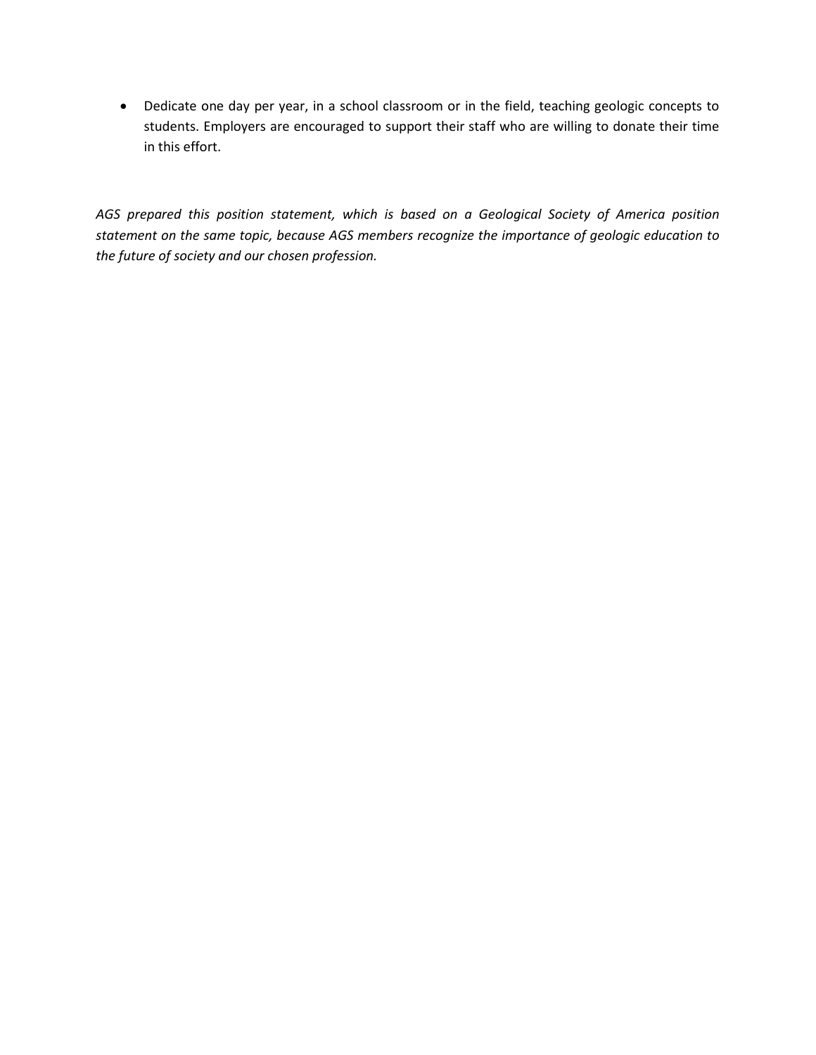- Dedicate one day per year, in a school classroom or in the field, teaching geologic concepts to students. Employers are encouraged to support their staff who are willing to donate their time in this effort.

*AGS prepared this position statement, which is based on a Geological Society of America position statement on the same topic, because AGS members recognize the importance of geologic education to the future of society and our chosen profession.*